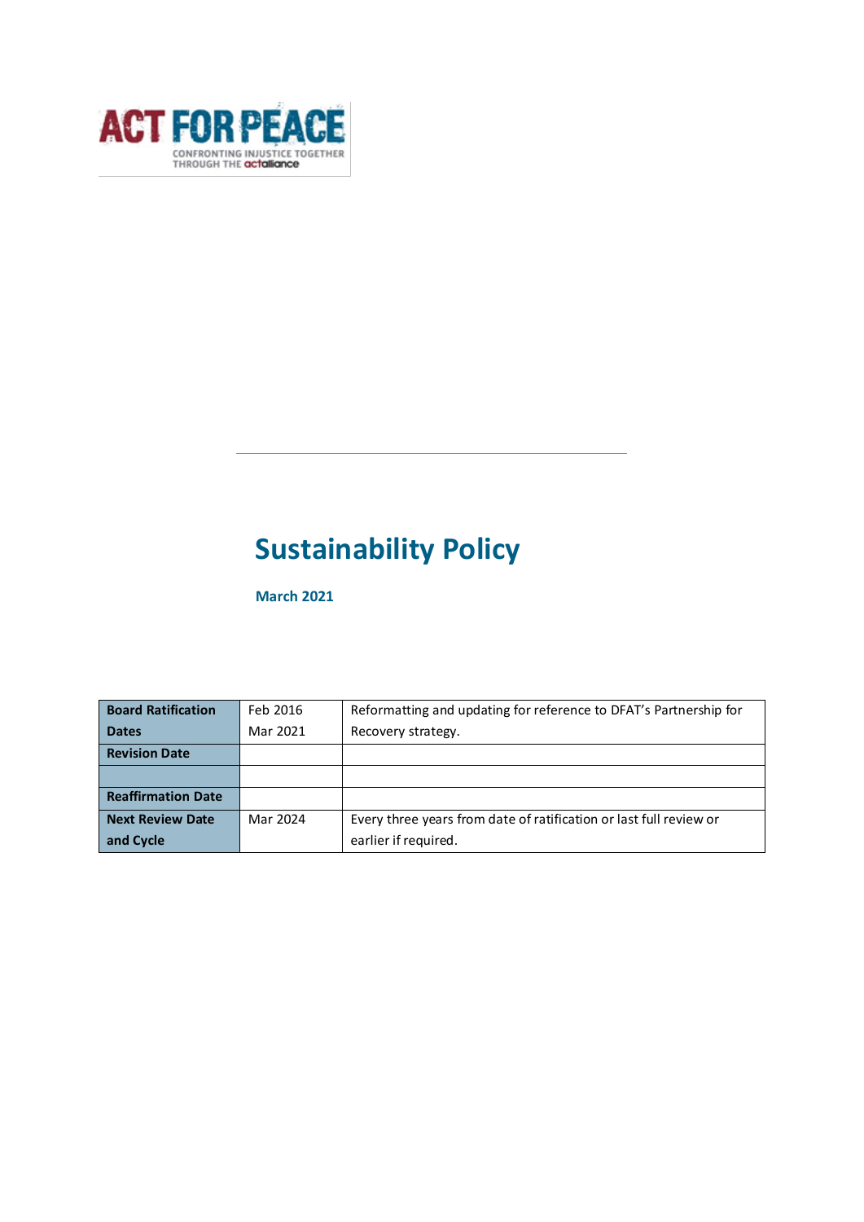ACT FOR PEACE

CONFRONTING INJUSTICE TOGETHER THROUGH THE actalliance

# Sustainability Policy

**March 2021**

| Board Ratification Dates | Feb 2016<br>Mar 2021 | Reformatting and updating for reference to DFAT's Partnership for Recovery strategy. |
|---|---|---|
| Revision Date | | |
| | | |
| Reaffirmation Date | | |
| Next Review Date and Cycle | Mar 2024 | Every three years from date of ratification or last full review or earlier if required. |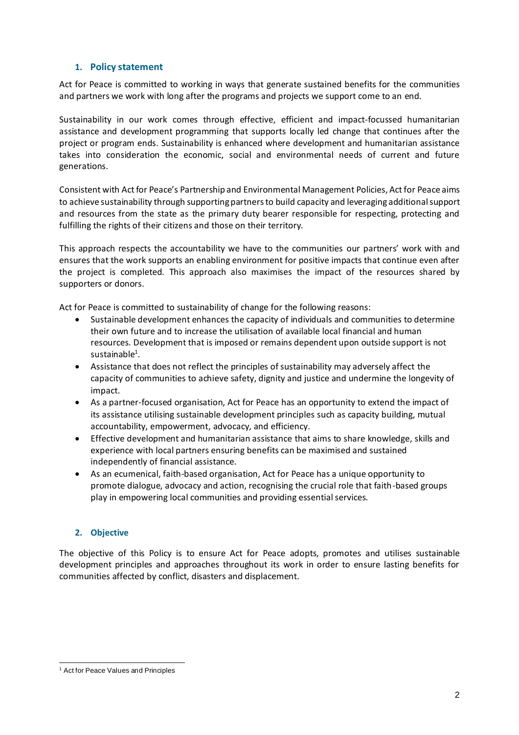## 1. Policy statement

Act for Peace is committed to working in ways that generate sustained benefits for the communities and partners we work with long after the programs and projects we support come to an end.

Sustainability in our work comes through effective, efficient and impact-focussed humanitarian assistance and development programming that supports locally led change that continues after the project or program ends. Sustainability is enhanced where development and humanitarian assistance takes into consideration the economic, social and environmental needs of current and future generations.

Consistent with Act for Peace's Partnership and Environmental Management Policies, Act for Peace aims to achieve sustainability through supporting partners to build capacity and leveraging additional support and resources from the state as the primary duty bearer responsible for respecting, protecting and fulfilling the rights of their citizens and those on their territory.

This approach respects the accountability we have to the communities our partners' work with and ensures that the work supports an enabling environment for positive impacts that continue even after the project is completed. This approach also maximises the impact of the resources shared by supporters or donors.

Act for Peace is committed to sustainability of change for the following reasons:

- Sustainable development enhances the capacity of individuals and communities to determine their own future and to increase the utilisation of available local financial and human resources. Development that is imposed or remains dependent upon outside support is not sustainable[1].
- Assistance that does not reflect the principles of sustainability may adversely affect the capacity of communities to achieve safety, dignity and justice and undermine the longevity of impact.
- As a partner-focused organisation, Act for Peace has an opportunity to extend the impact of its assistance utilising sustainable development principles such as capacity building, mutual accountability, empowerment, advocacy, and efficiency.
- Effective development and humanitarian assistance that aims to share knowledge, skills and experience with local partners ensuring benefits can be maximised and sustained independently of financial assistance.
- As an ecumenical, faith-based organisation, Act for Peace has a unique opportunity to promote dialogue, advocacy and action, recognising the crucial role that faith-based groups play in empowering local communities and providing essential services.

## 2. Objective

The objective of this Policy is to ensure Act for Peace adopts, promotes and utilises sustainable development principles and approaches throughout its work in order to ensure lasting benefits for communities affected by conflict, disasters and displacement.

[1] Act for Peace Values and Principles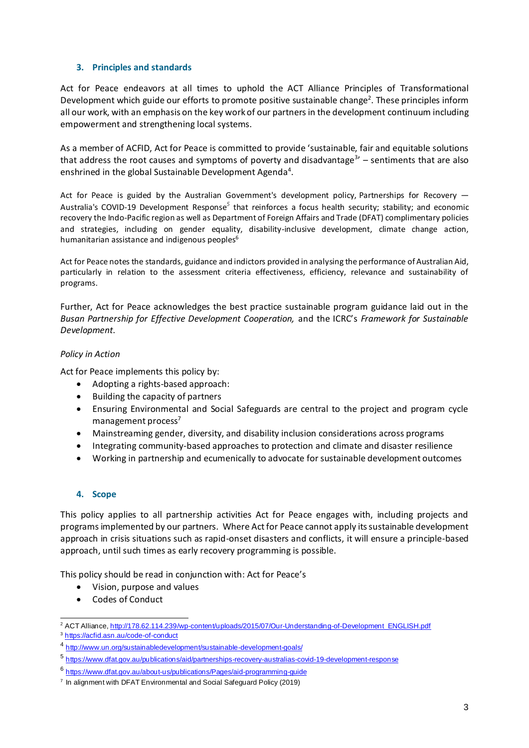## 3. Principles and standards

Act for Peace endeavors at all times to uphold the ACT Alliance Principles of Transformational Development which guide our efforts to promote positive sustainable change[2]. These principles inform all our work, with an emphasis on the key work of our partners in the development continuum including empowerment and strengthening local systems.

As a member of ACFID, Act for Peace is committed to provide 'sustainable, fair and equitable solutions that address the root causes and symptoms of poverty and disadvantage[3]' – sentiments that are also enshrined in the global Sustainable Development Agenda[4].

Act for Peace is guided by the Australian Government's development policy, Partnerships for Recovery — Australia's COVID-19 Development Response[5] that reinforces a focus health security; stability; and economic recovery the Indo-Pacific region as well as Department of Foreign Affairs and Trade (DFAT) complimentary policies and strategies, including on gender equality, disability-inclusive development, climate change action, humanitarian assistance and indigenous peoples[6]

Act for Peace notes the standards, guidance and indictors provided in analysing the performance of Australian Aid, particularly in relation to the assessment criteria effectiveness, efficiency, relevance and sustainability of programs.

Further, Act for Peace acknowledges the best practice sustainable program guidance laid out in the *Busan Partnership for Effective Development Cooperation,* and the ICRC's *Framework for Sustainable Development*.

*Policy in Action*

Act for Peace implements this policy by:

- Adopting a rights-based approach:
- Building the capacity of partners
- Ensuring Environmental and Social Safeguards are central to the project and program cycle management process[7]
- Mainstreaming gender, diversity, and disability inclusion considerations across programs
- Integrating community-based approaches to protection and climate and disaster resilience
- Working in partnership and ecumenically to advocate for sustainable development outcomes

## 4. Scope

This policy applies to all partnership activities Act for Peace engages with, including projects and programs implemented by our partners. Where Act for Peace cannot apply its sustainable development approach in crisis situations such as rapid-onset disasters and conflicts, it will ensure a principle-based approach, until such times as early recovery programming is possible.

This policy should be read in conjunction with: Act for Peace's

- Vision, purpose and values
- Codes of Conduct

---

[2] ACT Alliance, http://178.62.114.239/wp-content/uploads/2015/07/Our-Understanding-of-Development_ENGLISH.pdf

[3] https://acfid.asn.au/code-of-conduct

[4] http://www.un.org/sustainabledevelopment/sustainable-development-goals/

[5] https://www.dfat.gov.au/publications/aid/partnerships-recovery-australias-covid-19-development-response

[6] https://www.dfat.gov.au/about-us/publications/Pages/aid-programming-guide

[7] In alignment with DFAT Environmental and Social Safeguard Policy (2019)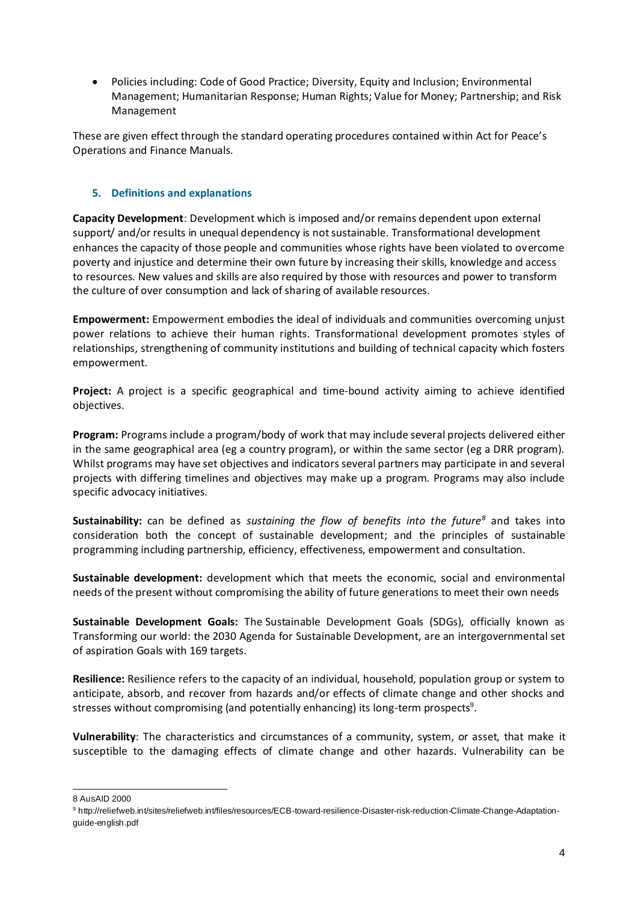- Policies including: Code of Good Practice; Diversity, Equity and Inclusion; Environmental Management; Humanitarian Response; Human Rights; Value for Money; Partnership; and Risk Management

These are given effect through the standard operating procedures contained within Act for Peace's Operations and Finance Manuals.

### 5. Definitions and explanations

**Capacity Development**: Development which is imposed and/or remains dependent upon external support/ and/or results in unequal dependency is not sustainable. Transformational development enhances the capacity of those people and communities whose rights have been violated to overcome poverty and injustice and determine their own future by increasing their skills, knowledge and access to resources. New values and skills are also required by those with resources and power to transform the culture of over consumption and lack of sharing of available resources.

**Empowerment:** Empowerment embodies the ideal of individuals and communities overcoming unjust power relations to achieve their human rights. Transformational development promotes styles of relationships, strengthening of community institutions and building of technical capacity which fosters empowerment.

**Project:** A project is a specific geographical and time-bound activity aiming to achieve identified objectives.

**Program:** Programs include a program/body of work that may include several projects delivered either in the same geographical area (eg a country program), or within the same sector (eg a DRR program). Whilst programs may have set objectives and indicators several partners may participate in and several projects with differing timelines and objectives may make up a program. Programs may also include specific advocacy initiatives.

**Sustainability:** can be defined as *sustaining the flow of benefits into the future*[8] and takes into consideration both the concept of sustainable development; and the principles of sustainable programming including partnership, efficiency, effectiveness, empowerment and consultation.

**Sustainable development:** development which that meets the economic, social and environmental needs of the present without compromising the ability of future generations to meet their own needs

**Sustainable Development Goals:** The Sustainable Development Goals (SDGs), officially known as Transforming our world: the 2030 Agenda for Sustainable Development, are an intergovernmental set of aspiration Goals with 169 targets.

**Resilience:** Resilience refers to the capacity of an individual, household, population group or system to anticipate, absorb, and recover from hazards and/or effects of climate change and other shocks and stresses without compromising (and potentially enhancing) its long-term prospects[9].

**Vulnerability**: The characteristics and circumstances of a community, system, or asset, that make it susceptible to the damaging effects of climate change and other hazards. Vulnerability can be

---

8 AusAID 2000

9 http://reliefweb.int/sites/reliefweb.int/files/resources/ECB-toward-resilience-Disaster-risk-reduction-Climate-Change-Adaptation-guide-english.pdf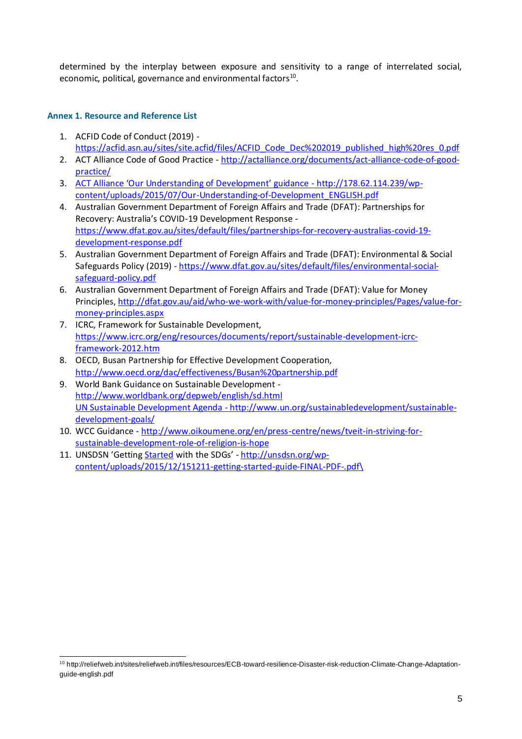determined by the interplay between exposure and sensitivity to a range of interrelated social, economic, political, governance and environmental factors[10].

### Annex 1. Resource and Reference List

1. ACFID Code of Conduct (2019) - https://acfid.asn.au/sites/site.acfid/files/ACFID_Code_Dec%202019_published_high%20res_0.pdf
2. ACT Alliance Code of Good Practice - http://actalliance.org/documents/act-alliance-code-of-good-practice/
3. ACT Alliance 'Our Understanding of Development' guidance - http://178.62.114.239/wp-content/uploads/2015/07/Our-Understanding-of-Development_ENGLISH.pdf
4. Australian Government Department of Foreign Affairs and Trade (DFAT): Partnerships for Recovery: Australia's COVID-19 Development Response - https://www.dfat.gov.au/sites/default/files/partnerships-for-recovery-australias-covid-19-development-response.pdf
5. Australian Government Department of Foreign Affairs and Trade (DFAT): Environmental & Social Safeguards Policy (2019) - https://www.dfat.gov.au/sites/default/files/environmental-social-safeguard-policy.pdf
6. Australian Government Department of Foreign Affairs and Trade (DFAT): Value for Money Principles, http://dfat.gov.au/aid/who-we-work-with/value-for-money-principles/Pages/value-for-money-principles.aspx
7. ICRC, Framework for Sustainable Development, https://www.icrc.org/eng/resources/documents/report/sustainable-development-icrc-framework-2012.htm
8. OECD, Busan Partnership for Effective Development Cooperation, http://www.oecd.org/dac/effectiveness/Busan%20partnership.pdf
9. World Bank Guidance on Sustainable Development - http://www.worldbank.org/depweb/english/sd.html
   UN Sustainable Development Agenda - http://www.un.org/sustainabledevelopment/sustainable-development-goals/
10. WCC Guidance - http://www.oikoumene.org/en/press-centre/news/tveit-in-striving-for-sustainable-development-role-of-religion-is-hope
11. UNSDSN 'Getting Started with the SDGs' - http://unsdsn.org/wp-content/uploads/2015/12/151211-getting-started-guide-FINAL-PDF-.pdf\

---

[10] http://reliefweb.int/sites/reliefweb.int/files/resources/ECB-toward-resilience-Disaster-risk-reduction-Climate-Change-Adaptation-guide-english.pdf